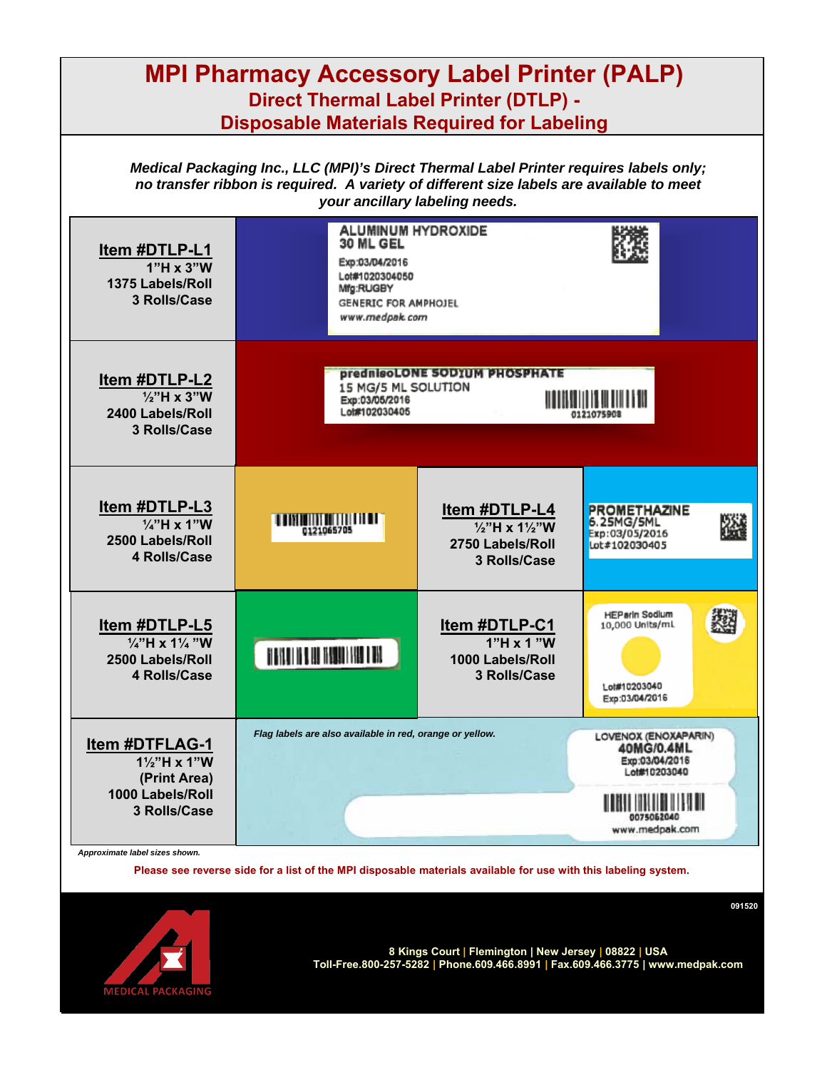# MPI Pharmacy Accessory Label Printer (PALP)

## Direct Thermal Label Printer (DTLP) - Disposable Materials Required for Labeling

***Medical Packaging Inc., LLC (MPI)'s Direct Thermal Label Printer requires labels only; no transfer ribbon is required. A variety of different size labels are available to meet your ancillary labeling needs.***

**Item #DTLP-L1**
**1"H x 3"W**
**1375 Labels/Roll**
**3 Rolls/Case**

ALUMINUM HYDROXIDE
30 ML GEL
Exp:03/04/2016
Lot#1020304050
Mfg:RUGBY
GENERIC FOR AMPHOJEL
www.medpak.com

**Item #DTLP-L2**
**½"H x 3"W**
**2400 Labels/Roll**
**3 Rolls/Case**

prednisoLONE SODIUM PHOSPHATE
15 MG/5 ML SOLUTION
Exp:03/05/2016
Lot#102030405
0121075908

**Item #DTLP-L3**
**¼"H x 1"W**
**2500 Labels/Roll**
**4 Rolls/Case**

0121065705

**Item #DTLP-L4**
**½"H x 1½"W**
**2750 Labels/Roll**
**3 Rolls/Case**

PROMETHAZINE
6.25MG/5ML
Exp:03/05/2016
Lot#102030405

**Item #DTLP-L5**
**¼"H x 1¼"W**
**2500 Labels/Roll**
**4 Rolls/Case**

**Item #DTLP-C1**
**1"H x 1"W**
**1000 Labels/Roll**
**3 Rolls/Case**

HEParin Sodium
10,000 Units/mL
Lot#10203040
Exp:03/04/2016

**Item #DTFLAG-1**
**1½"H x 1"W**
**(Print Area)**
**1000 Labels/Roll**
**3 Rolls/Case**

*Flag labels are also available in red, orange or yellow.*

LOVENOX (ENOXAPARIN)
40MG/0.4ML
Exp:03/04/2016
Lot#10203040
0075062040
www.medpak.com

***Approximate label sizes shown.***

**Please see reverse side for a list of the MPI disposable materials available for use with this labeling system.**

091520

MEDICAL PACKAGING

**8 Kings Court | Flemington | New Jersey | 08822 | USA**
**Toll-Free.800-257-5282 | Phone.609.466.8991 | Fax.609.466.3775 | www.medpak.com**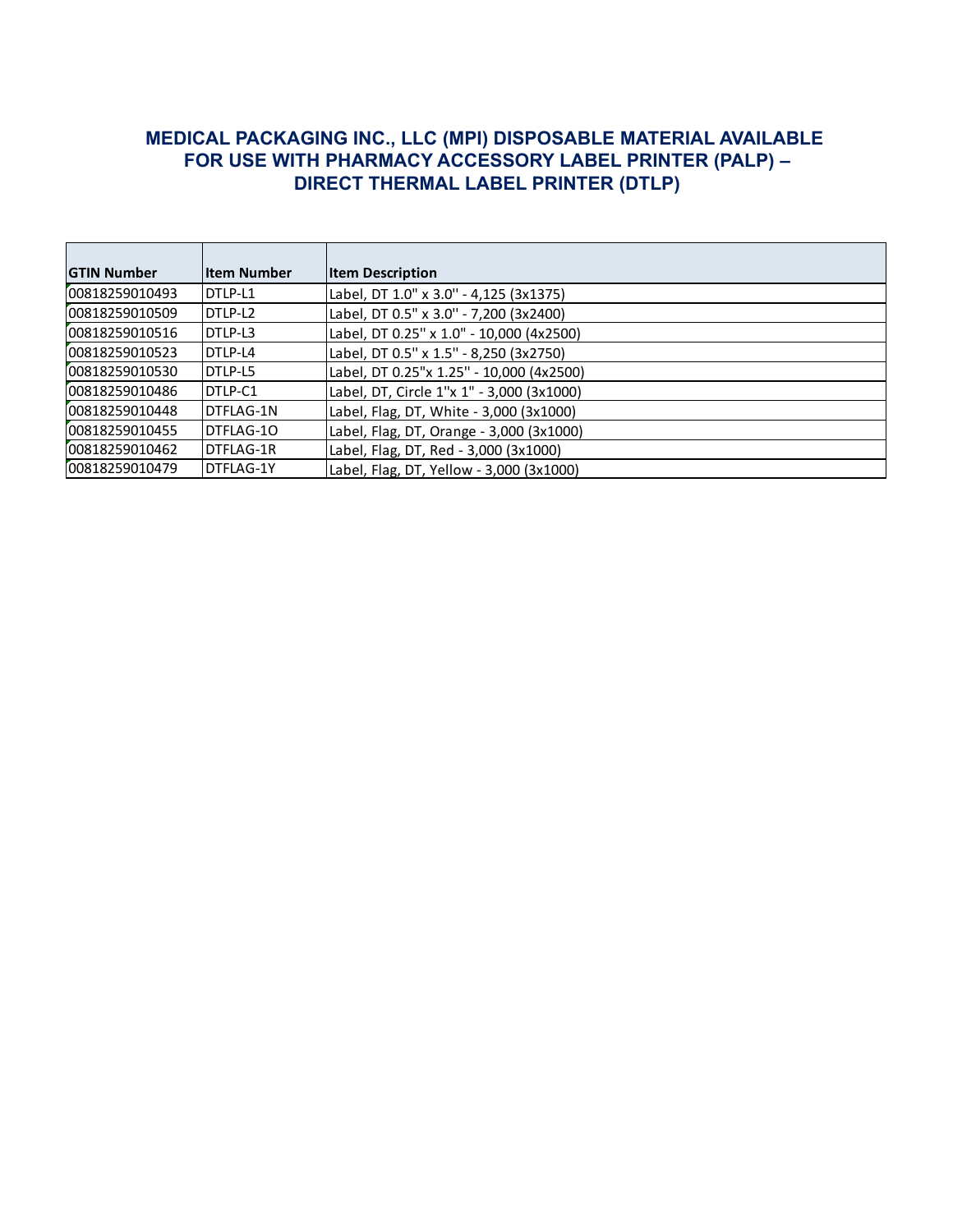## MEDICAL PACKAGING INC., LLC (MPI) DISPOSABLE MATERIAL AVAILABLE FOR USE WITH PHARMACY ACCESSORY LABEL PRINTER (PALP) – DIRECT THERMAL LABEL PRINTER (DTLP)

| GTIN Number | Item Number | Item Description |
|---|---|---|
| 00818259010493 | DTLP-L1 | Label, DT 1.0" x 3.0" - 4,125 (3x1375) |
| 00818259010509 | DTLP-L2 | Label, DT 0.5" x 3.0" - 7,200 (3x2400) |
| 00818259010516 | DTLP-L3 | Label, DT 0.25" x 1.0" - 10,000 (4x2500) |
| 00818259010523 | DTLP-L4 | Label, DT 0.5" x 1.5" - 8,250 (3x2750) |
| 00818259010530 | DTLP-L5 | Label, DT 0.25"x 1.25" - 10,000 (4x2500) |
| 00818259010486 | DTLP-C1 | Label, DT, Circle 1"x 1" - 3,000 (3x1000) |
| 00818259010448 | DTFLAG-1N | Label, Flag, DT, White - 3,000 (3x1000) |
| 00818259010455 | DTFLAG-1O | Label, Flag, DT, Orange - 3,000 (3x1000) |
| 00818259010462 | DTFLAG-1R | Label, Flag, DT, Red - 3,000 (3x1000) |
| 00818259010479 | DTFLAG-1Y | Label, Flag, DT, Yellow - 3,000 (3x1000) |